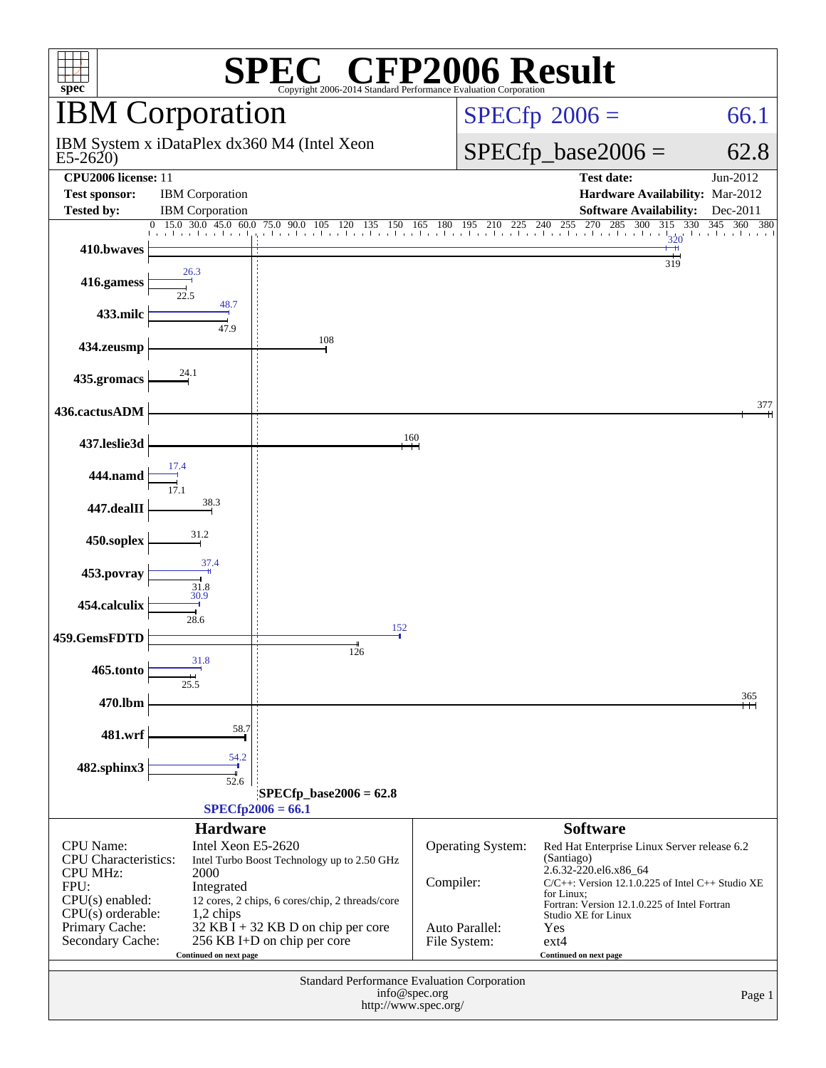# SPEC CFP2006 Result

Copyright 2006-2014 Standard Performance Evaluation Corporation

## IBM Corporation

IBM System x iDataPlex dx360 M4 (Intel Xeon E5-2620)

SPECfp 2006 = 66.1

SPECfp_base2006 = 62.8

| | | | |
|---|---|---|---|
| **CPU2006 license:** | 11 | **Test date:** | Jun-2012 |
| **Test sponsor:** | IBM Corporation | **Hardware Availability:** | Mar-2012 |
| **Tested by:** | IBM Corporation | **Software Availability:** | Dec-2011 |

| Benchmark | Peak | Base |
|---|---|---|
| 410.bwaves | 320 | 319 |
| 416.gamess | 26.3 | 22.5 |
| 433.milc | 48.7 | 47.9 |
| 434.zeusmp | | 108 |
| 435.gromacs | | 24.1 |
| 436.cactusADM | | 377 |
| 437.leslie3d | | 160 |
| 444.namd | 17.4 | 17.1 |
| 447.dealII | | 38.3 |
| 450.soplex | | 31.2 |
| 453.povray | 37.4 | 31.8 |
| 454.calculix | 30.9 | 28.6 |
| 459.GemsFDTD | 152 | 126 |
| 465.tonto | 31.8 | 25.5 |
| 470.lbm | | 365 |
| 481.wrf | | 58.7 |
| 482.sphinx3 | 54.2 | 52.6 |

SPECfp_base2006 = 62.8

SPECfp2006 = 66.1

### Hardware

| | |
|---|---|
| CPU Name: | Intel Xeon E5-2620 |
| CPU Characteristics: | Intel Turbo Boost Technology up to 2.50 GHz |
| CPU MHz: | 2000 |
| FPU: | Integrated |
| CPU(s) enabled: | 12 cores, 2 chips, 6 cores/chip, 2 threads/core |
| CPU(s) orderable: | 1,2 chips |
| Primary Cache: | 32 KB I + 32 KB D on chip per core |
| Secondary Cache: | 256 KB I+D on chip per core |

Continued on next page

### Software

| | |
|---|---|
| Operating System: | Red Hat Enterprise Linux Server release 6.2 (Santiago) 2.6.32-220.el6.x86_64 |
| Compiler: | C/C++: Version 12.1.0.225 of Intel C++ Studio XE for Linux; Fortran: Version 12.1.0.225 of Intel Fortran Studio XE for Linux |
| Auto Parallel: | Yes |
| File System: | ext4 |

Continued on next page

Standard Performance Evaluation Corporation
info@spec.org
http://www.spec.org/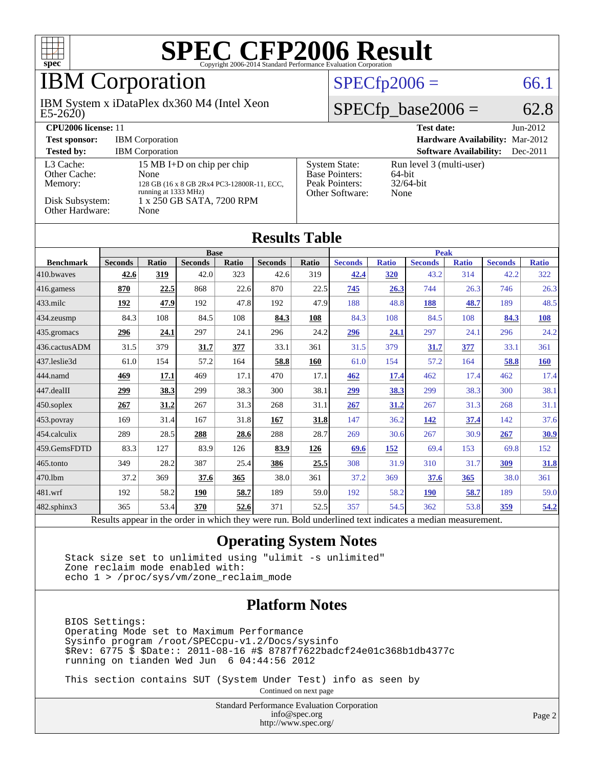# SPEC CFP2006 Result

Copyright 2006-2014 Standard Performance Evaluation Corporation

## IBM Corporation

IBM System x iDataPlex dx360 M4 (Intel Xeon E5-2620)

SPECfp2006 = 66.1

SPECfp_base2006 = 62.8

**CPU2006 license:** 11 | **Test date:** Jun-2012

**Test sponsor:** IBM Corporation | **Hardware Availability:** Mar-2012

**Tested by:** IBM Corporation | **Software Availability:** Dec-2011

| | |
|---|---|
| L3 Cache: | 15 MB I+D on chip per chip |
| Other Cache: | None |
| Memory: | 128 GB (16 x 8 GB 2Rx4 PC3-12800R-11, ECC, running at 1333 MHz) |
| Disk Subsystem: | 1 x 250 GB SATA, 7200 RPM |
| Other Hardware: | None |

| | |
|---|---|
| System State: | Run level 3 (multi-user) |
| Base Pointers: | 64-bit |
| Peak Pointers: | 32/64-bit |
| Other Software: | None |

## Results Table

| Benchmark | Base | | | | | | Peak | | | | | |
|---|---|---|---|---|---|---|---|---|---|---|---|---|
| | Seconds | Ratio | Seconds | Ratio | Seconds | Ratio | Seconds | Ratio | Seconds | Ratio | Seconds | Ratio |
| 410.bwaves | **42.6** | **319** | 42.0 | 323 | 42.6 | 319 | **42.4** | **320** | 43.2 | 314 | 42.2 | 322 |
| 416.gamess | **870** | **22.5** | 868 | 22.6 | 870 | 22.5 | **745** | **26.3** | 744 | 26.3 | 746 | 26.3 |
| 433.milc | **192** | **47.9** | 192 | 47.8 | 192 | 47.9 | 188 | 48.8 | **188** | **48.7** | 189 | 48.5 |
| 434.zeusmp | 84.3 | 108 | 84.5 | 108 | **84.3** | **108** | 84.3 | 108 | 84.5 | 108 | **84.3** | **108** |
| 435.gromacs | **296** | **24.1** | 297 | 24.1 | 296 | 24.2 | **296** | **24.1** | 297 | 24.1 | 296 | 24.2 |
| 436.cactusADM | 31.5 | 379 | **31.7** | **377** | 33.1 | 361 | 31.5 | 379 | **31.7** | **377** | 33.1 | 361 |
| 437.leslie3d | 61.0 | 154 | 57.2 | 164 | **58.8** | **160** | 61.0 | 154 | 57.2 | 164 | **58.8** | **160** |
| 444.namd | **469** | **17.1** | 469 | 17.1 | 470 | 17.1 | **462** | **17.4** | 462 | 17.4 | 462 | 17.4 |
| 447.dealII | **299** | **38.3** | 299 | 38.3 | 300 | 38.1 | **299** | **38.3** | 299 | 38.3 | 300 | 38.1 |
| 450.soplex | **267** | **31.2** | 267 | 31.3 | 268 | 31.1 | **267** | **31.2** | 267 | 31.3 | 268 | 31.1 |
| 453.povray | 169 | 31.4 | 167 | 31.8 | **167** | **31.8** | 147 | 36.2 | **142** | **37.4** | 142 | 37.6 |
| 454.calculix | 289 | 28.5 | **288** | **28.6** | 288 | 28.7 | 269 | 30.6 | 267 | 30.9 | **267** | **30.9** |
| 459.GemsFDTD | 83.3 | 127 | 83.9 | 126 | **83.9** | **126** | **69.6** | **152** | 69.4 | 153 | 69.8 | 152 |
| 465.tonto | 349 | 28.2 | 387 | 25.4 | **386** | **25.5** | 308 | 31.9 | 310 | 31.7 | **309** | **31.8** |
| 470.lbm | 37.2 | 369 | **37.6** | **365** | 38.0 | 361 | 37.2 | 369 | **37.6** | **365** | 38.0 | 361 |
| 481.wrf | 192 | 58.2 | **190** | **58.7** | 189 | 59.0 | 192 | 58.2 | **190** | **58.7** | 189 | 59.0 |
| 482.sphinx3 | 365 | 53.4 | **370** | **52.6** | 371 | 52.5 | 357 | 54.5 | 362 | 53.8 | **359** | **54.2** |

Results appear in the order in which they were run. Bold underlined text indicates a median measurement.

## Operating System Notes

```
Stack size set to unlimited using "ulimit -s unlimited"
Zone reclaim mode enabled with:
echo 1 > /proc/sys/vm/zone_reclaim_mode
```

## Platform Notes

```
BIOS Settings:
Operating Mode set to Maximum Performance
Sysinfo program /root/SPECcpu-v1.2/Docs/sysinfo
$Rev: 6775 $ $Date:: 2011-08-16 #$ 8787f7622badcf24e01c368b1db4377c
running on tianden Wed Jun  6 04:44:56 2012

This section contains SUT (System Under Test) info as seen by
```

Continued on next page

Standard Performance Evaluation Corporation
info@spec.org
http://www.spec.org/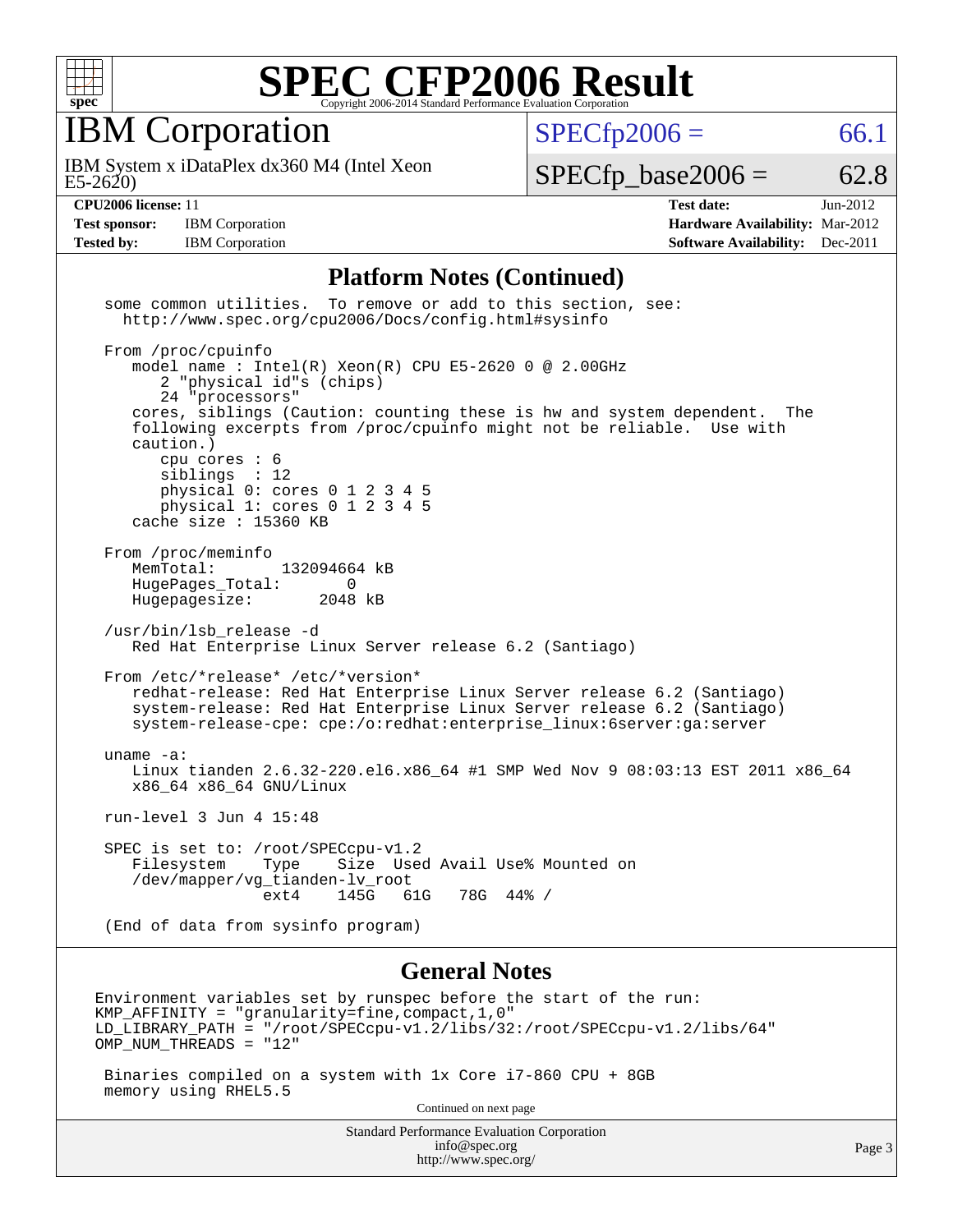# SPEC CFP2006 Result

Copyright 2006-2014 Standard Performance Evaluation Corporation

## IBM Corporation

IBM System x iDataPlex dx360 M4 (Intel Xeon E5-2620)

SPECfp2006 = 66.1

SPECfp_base2006 = 62.8

| | | | |
|---|---|---|---|
| **CPU2006 license:** 11 | | **Test date:** | Jun-2012 |
| **Test sponsor:** | IBM Corporation | **Hardware Availability:** | Mar-2012 |
| **Tested by:** | IBM Corporation | **Software Availability:** | Dec-2011 |

### Platform Notes (Continued)

```
some common utilities.  To remove or add to this section, see:
  http://www.spec.org/cpu2006/Docs/config.html#sysinfo

From /proc/cpuinfo
   model name : Intel(R) Xeon(R) CPU E5-2620 0 @ 2.00GHz
      2 "physical id"s (chips)
      24 "processors"
   cores, siblings (Caution: counting these is hw and system dependent.  The
   following excerpts from /proc/cpuinfo might not be reliable.  Use with
   caution.)
      cpu cores : 6
      siblings  : 12
      physical 0: cores 0 1 2 3 4 5
      physical 1: cores 0 1 2 3 4 5
   cache size : 15360 KB

From /proc/meminfo
   MemTotal:       132094664 kB
   HugePages_Total:       0
   Hugepagesize:       2048 kB

/usr/bin/lsb_release -d
   Red Hat Enterprise Linux Server release 6.2 (Santiago)

From /etc/*release* /etc/*version*
   redhat-release: Red Hat Enterprise Linux Server release 6.2 (Santiago)
   system-release: Red Hat Enterprise Linux Server release 6.2 (Santiago)
   system-release-cpe: cpe:/o:redhat:enterprise_linux:6server:ga:server

uname -a:
   Linux tianden 2.6.32-220.el6.x86_64 #1 SMP Wed Nov 9 08:03:13 EST 2011 x86_64
   x86_64 x86_64 GNU/Linux

run-level 3 Jun 4 15:48

SPEC is set to: /root/SPECcpu-v1.2
   Filesystem    Type    Size  Used Avail Use% Mounted on
   /dev/mapper/vg_tianden-lv_root
                 ext4    145G   61G   78G  44% /

(End of data from sysinfo program)
```

### General Notes

```
Environment variables set by runspec before the start of the run:
KMP_AFFINITY = "granularity=fine,compact,1,0"
LD_LIBRARY_PATH = "/root/SPECcpu-v1.2/libs/32:/root/SPECcpu-v1.2/libs/64"
OMP_NUM_THREADS = "12"

 Binaries compiled on a system with 1x Core i7-860 CPU + 8GB
 memory using RHEL5.5
```

Continued on next page

Standard Performance Evaluation Corporation
info@spec.org
http://www.spec.org/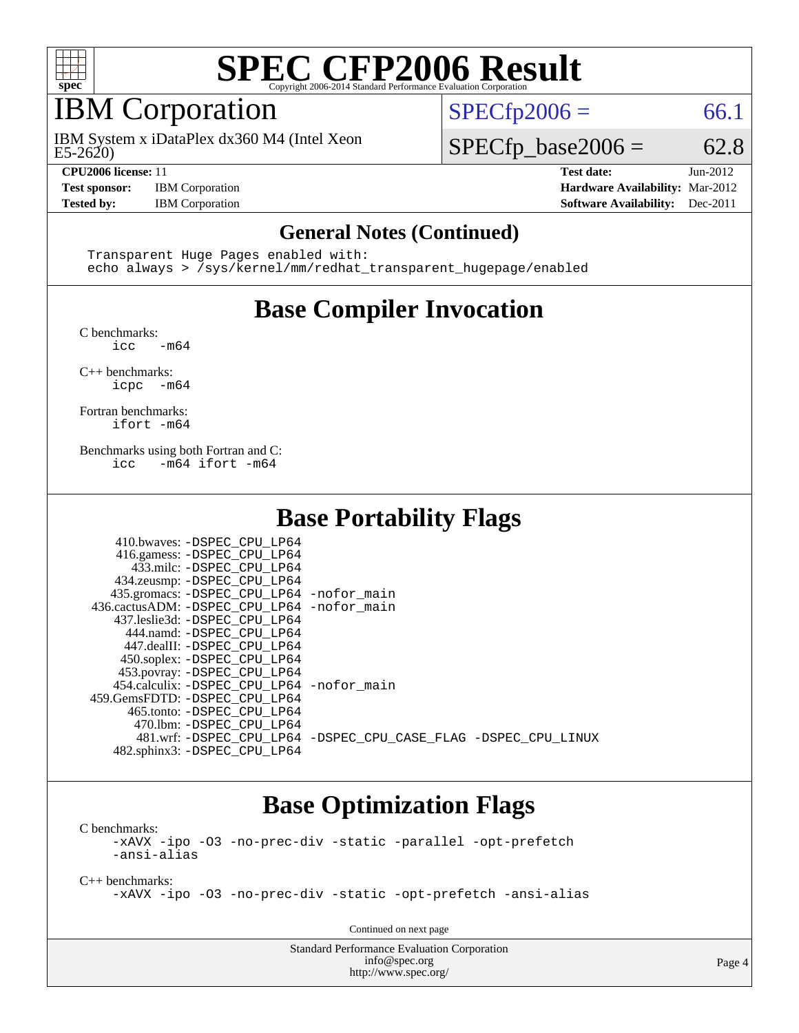# SPEC CFP2006 Result

Copyright 2006-2014 Standard Performance Evaluation Corporation

## IBM Corporation

IBM System x iDataPlex dx360 M4 (Intel Xeon E5-2620)

SPECfp2006 = 66.1

SPECfp_base2006 = 62.8

**CPU2006 license:** 11
**Test sponsor:** IBM Corporation
**Tested by:** IBM Corporation

**Test date:** Jun-2012
**Hardware Availability:** Mar-2012
**Software Availability:** Dec-2011

## General Notes (Continued)

```
Transparent Huge Pages enabled with:
echo always > /sys/kernel/mm/redhat_transparent_hugepage/enabled
```

## Base Compiler Invocation

C benchmarks:
```
icc   -m64
```

C++ benchmarks:
```
icpc  -m64
```

Fortran benchmarks:
```
ifort -m64
```

Benchmarks using both Fortran and C:
```
icc   -m64 ifort -m64
```

## Base Portability Flags

| Benchmark | Flags |
|---|---|
| 410.bwaves: | -DSPEC_CPU_LP64 |
| 416.gamess: | -DSPEC_CPU_LP64 |
| 433.milc: | -DSPEC_CPU_LP64 |
| 434.zeusmp: | -DSPEC_CPU_LP64 |
| 435.gromacs: | -DSPEC_CPU_LP64 -nofor_main |
| 436.cactusADM: | -DSPEC_CPU_LP64 -nofor_main |
| 437.leslie3d: | -DSPEC_CPU_LP64 |
| 444.namd: | -DSPEC_CPU_LP64 |
| 447.dealII: | -DSPEC_CPU_LP64 |
| 450.soplex: | -DSPEC_CPU_LP64 |
| 453.povray: | -DSPEC_CPU_LP64 |
| 454.calculix: | -DSPEC_CPU_LP64 -nofor_main |
| 459.GemsFDTD: | -DSPEC_CPU_LP64 |
| 465.tonto: | -DSPEC_CPU_LP64 |
| 470.lbm: | -DSPEC_CPU_LP64 |
| 481.wrf: | -DSPEC_CPU_LP64 -DSPEC_CPU_CASE_FLAG -DSPEC_CPU_LINUX |
| 482.sphinx3: | -DSPEC_CPU_LP64 |

## Base Optimization Flags

C benchmarks:
```
-xAVX -ipo -O3 -no-prec-div -static -parallel -opt-prefetch
-ansi-alias
```

C++ benchmarks:
```
-xAVX -ipo -O3 -no-prec-div -static -opt-prefetch -ansi-alias
```

Continued on next page

Standard Performance Evaluation Corporation
info@spec.org
http://www.spec.org/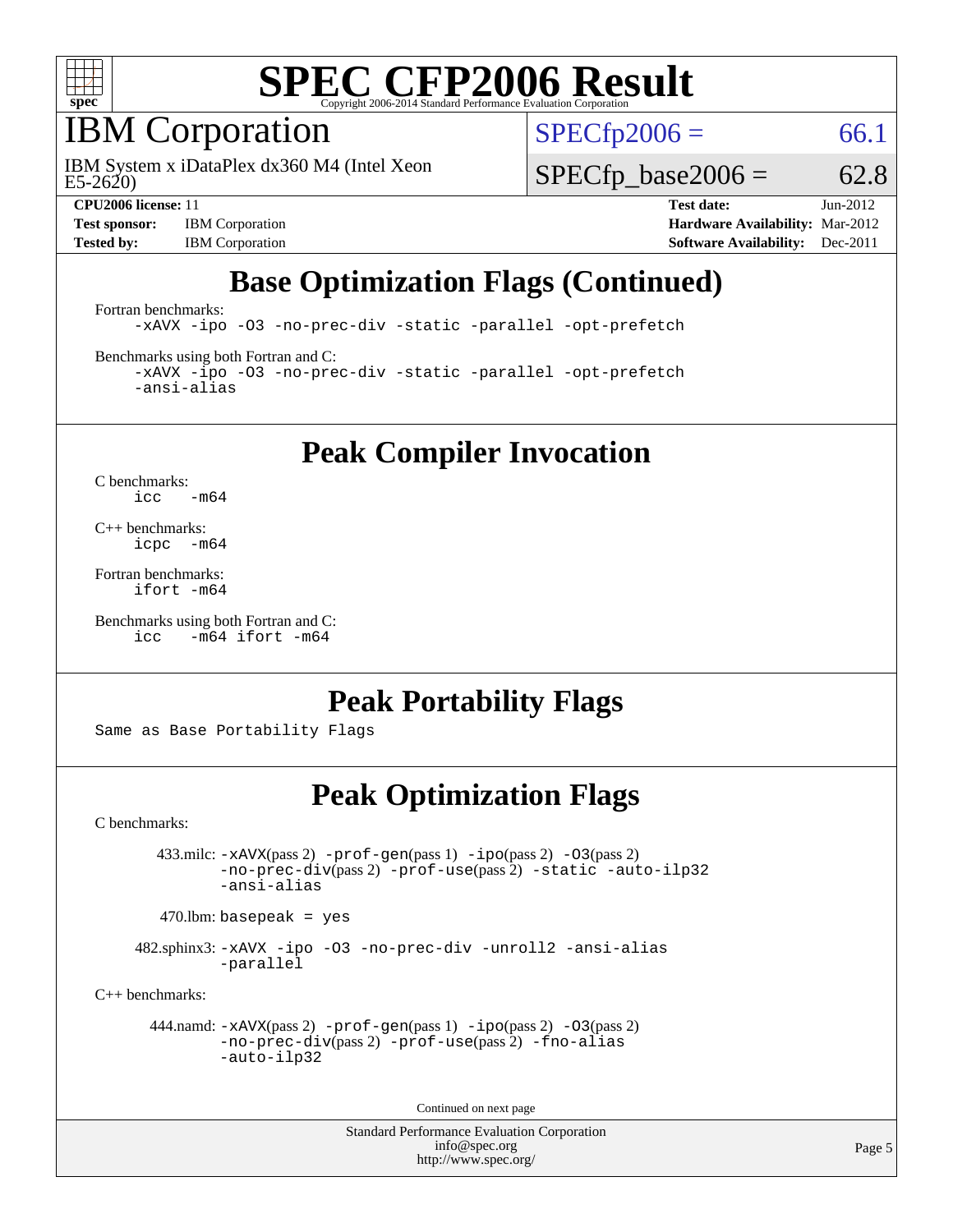# SPEC CFP2006 Result

Copyright 2006-2014 Standard Performance Evaluation Corporation

## IBM Corporation

IBM System x iDataPlex dx360 M4 (Intel Xeon E5-2620)

SPECfp2006 = 66.1

SPECfp_base2006 = 62.8

**CPU2006 license:** 11
**Test sponsor:** IBM Corporation
**Tested by:** IBM Corporation

**Test date:** Jun-2012
**Hardware Availability:** Mar-2012
**Software Availability:** Dec-2011

## Base Optimization Flags (Continued)

Fortran benchmarks:

```
-xAVX -ipo -O3 -no-prec-div -static -parallel -opt-prefetch
```

Benchmarks using both Fortran and C:

```
-xAVX -ipo -O3 -no-prec-div -static -parallel -opt-prefetch
-ansi-alias
```

## Peak Compiler Invocation

C benchmarks:

```
icc   -m64
```

C++ benchmarks:

```
icpc  -m64
```

Fortran benchmarks:

```
ifort -m64
```

Benchmarks using both Fortran and C:

```
icc   -m64 ifort -m64
```

## Peak Portability Flags

Same as Base Portability Flags

## Peak Optimization Flags

C benchmarks:

433.milc: -xAVX(pass 2) -prof-gen(pass 1) -ipo(pass 2) -O3(pass 2) -no-prec-div(pass 2) -prof-use(pass 2) -static -auto-ilp32 -ansi-alias

470.lbm: basepeak = yes

482.sphinx3: -xAVX -ipo -O3 -no-prec-div -unroll2 -ansi-alias -parallel

C++ benchmarks:

444.namd: -xAVX(pass 2) -prof-gen(pass 1) -ipo(pass 2) -O3(pass 2) -no-prec-div(pass 2) -prof-use(pass 2) -fno-alias -auto-ilp32

Continued on next page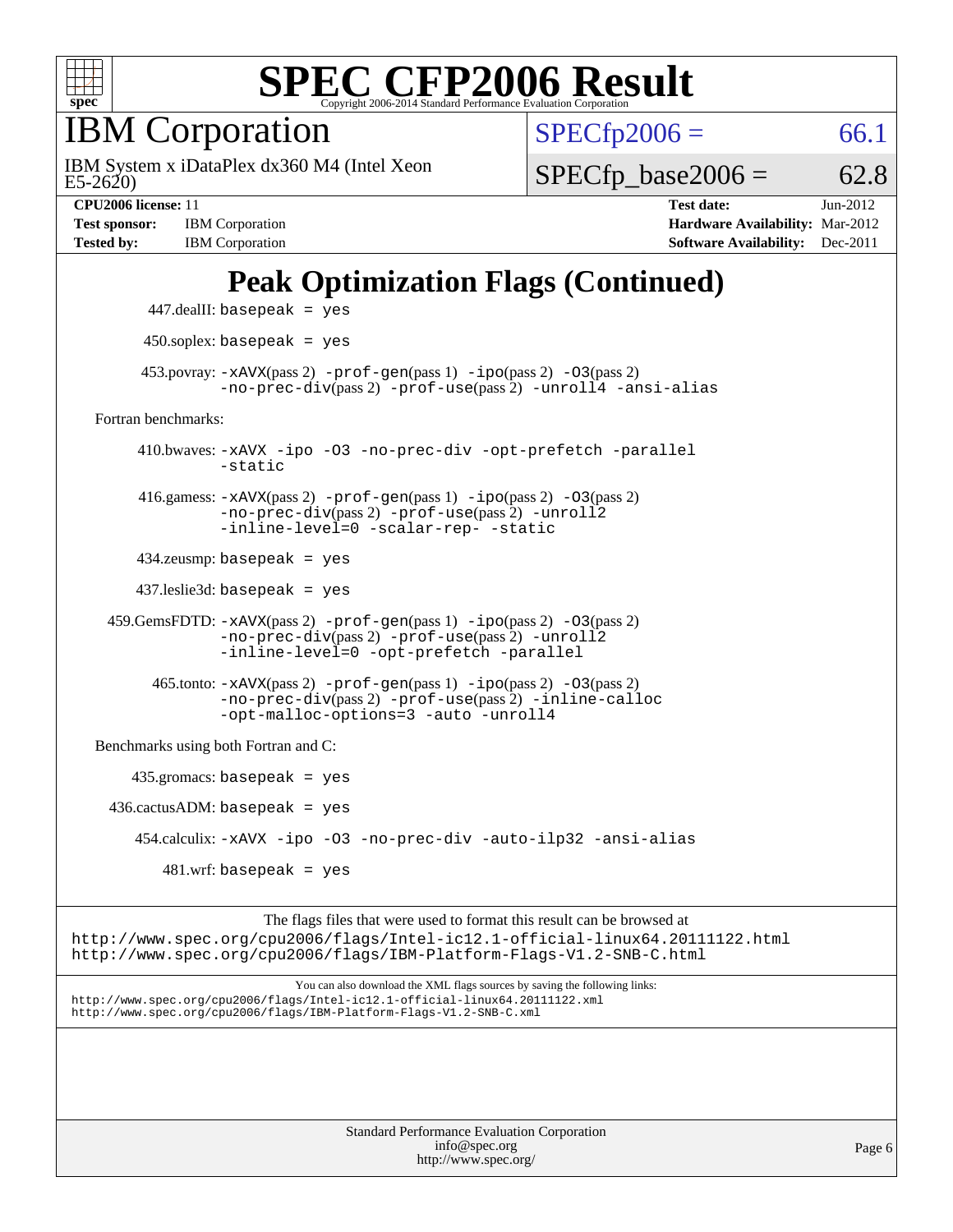# Peak Optimization Flags (Continued)

447.dealII: basepeak = yes

450.soplex: basepeak = yes

453.povray: -xAVX(pass 2) -prof-gen(pass 1) -ipo(pass 2) -O3(pass 2) -no-prec-div(pass 2) -prof-use(pass 2) -unroll4 -ansi-alias

Fortran benchmarks:

410.bwaves: -xAVX -ipo -O3 -no-prec-div -opt-prefetch -parallel -static

416.gamess: -xAVX(pass 2) -prof-gen(pass 1) -ipo(pass 2) -O3(pass 2) -no-prec-div(pass 2) -prof-use(pass 2) -unroll2 -inline-level=0 -scalar-rep- -static

434.zeusmp: basepeak = yes

437.leslie3d: basepeak = yes

459.GemsFDTD: -xAVX(pass 2) -prof-gen(pass 1) -ipo(pass 2) -O3(pass 2) -no-prec-div(pass 2) -prof-use(pass 2) -unroll2 -inline-level=0 -opt-prefetch -parallel

465.tonto: -xAVX(pass 2) -prof-gen(pass 1) -ipo(pass 2) -O3(pass 2) -no-prec-div(pass 2) -prof-use(pass 2) -inline-calloc -opt-malloc-options=3 -auto -unroll4

Benchmarks using both Fortran and C:

435.gromacs: basepeak = yes

436.cactusADM: basepeak = yes

454.calculix: -xAVX -ipo -O3 -no-prec-div -auto-ilp32 -ansi-alias

481.wrf: basepeak = yes

The flags files that were used to format this result can be browsed at
http://www.spec.org/cpu2006/flags/Intel-ic12.1-official-linux64.20111122.html
http://www.spec.org/cpu2006/flags/IBM-Platform-Flags-V1.2-SNB-C.html

You can also download the XML flags sources by saving the following links:
http://www.spec.org/cpu2006/flags/Intel-ic12.1-official-linux64.20111122.xml
http://www.spec.org/cpu2006/flags/IBM-Platform-Flags-V1.2-SNB-C.xml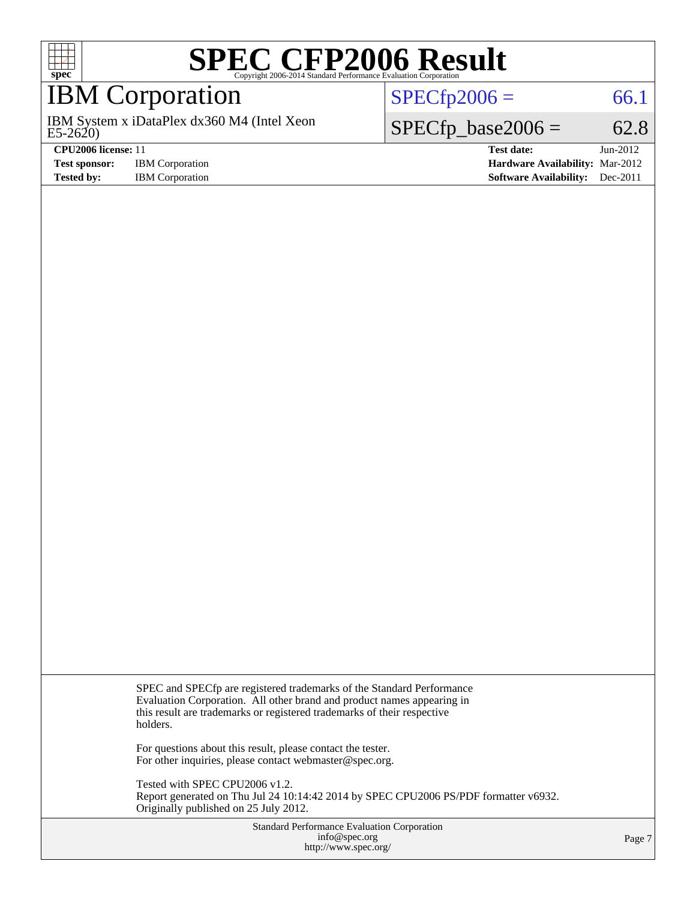# SPEC CFP2006 Result

Copyright 2006-2014 Standard Performance Evaluation Corporation

## IBM Corporation

IBM System x iDataPlex dx360 M4 (Intel Xeon E5-2620)

SPECfp2006 = 66.1

SPECfp_base2006 = 62.8

| | | | |
|---|---|---|---|
| **CPU2006 license:** | 11 | **Test date:** | Jun-2012 |
| **Test sponsor:** | IBM Corporation | **Hardware Availability:** | Mar-2012 |
| **Tested by:** | IBM Corporation | **Software Availability:** | Dec-2011 |

SPEC and SPECfp are registered trademarks of the Standard Performance Evaluation Corporation. All other brand and product names appearing in this result are trademarks or registered trademarks of their respective holders.

For questions about this result, please contact the tester.
For other inquiries, please contact webmaster@spec.org.

Tested with SPEC CPU2006 v1.2.
Report generated on Thu Jul 24 10:14:42 2014 by SPEC CPU2006 PS/PDF formatter v6932.
Originally published on 25 July 2012.

Standard Performance Evaluation Corporation
info@spec.org
http://www.spec.org/